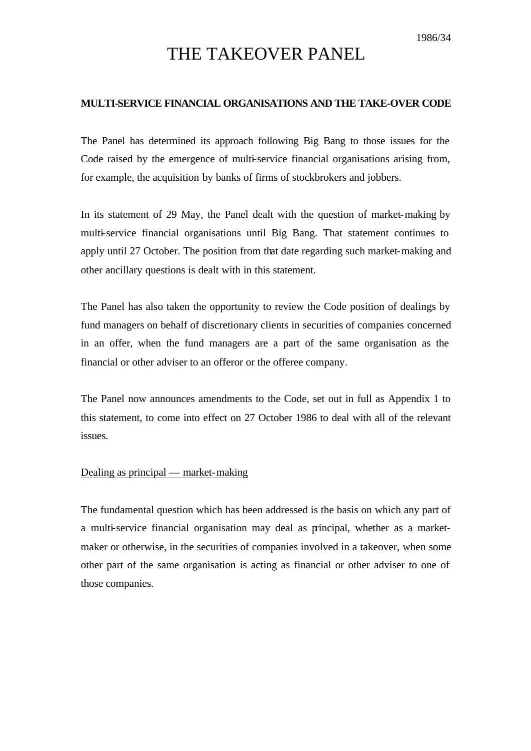1986/34

# THE TAKEOVER PANEL

**MULTI-SERVICE FINANCIAL ORGANISATIONS AND THE TAKE-OVER CODE**

The Panel has determined its approach following Big Bang to those issues for the Code raised by the emergence of multi-service financial organisations arising from, for example, the acquisition by banks of firms of stockbrokers and jobbers.

In its statement of 29 May, the Panel dealt with the question of market-making by multi-service financial organisations until Big Bang. That statement continues to apply until 27 October. The position from that date regarding such market-making and other ancillary questions is dealt with in this statement.

The Panel has also taken the opportunity to review the Code position of dealings by fund managers on behalf of discretionary clients in securities of companies concerned in an offer, when the fund managers are a part of the same organisation as the financial or other adviser to an offeror or the offeree company.

The Panel now announces amendments to the Code, set out in full as Appendix 1 to this statement, to come into effect on 27 October 1986 to deal with all of the relevant issues.

<u>Dealing as principal — market-making</u>

The fundamental question which has been addressed is the basis on which any part of a multi-service financial organisation may deal as principal, whether as a market-maker or otherwise, in the securities of companies involved in a takeover, when some other part of the same organisation is acting as financial or other adviser to one of those companies.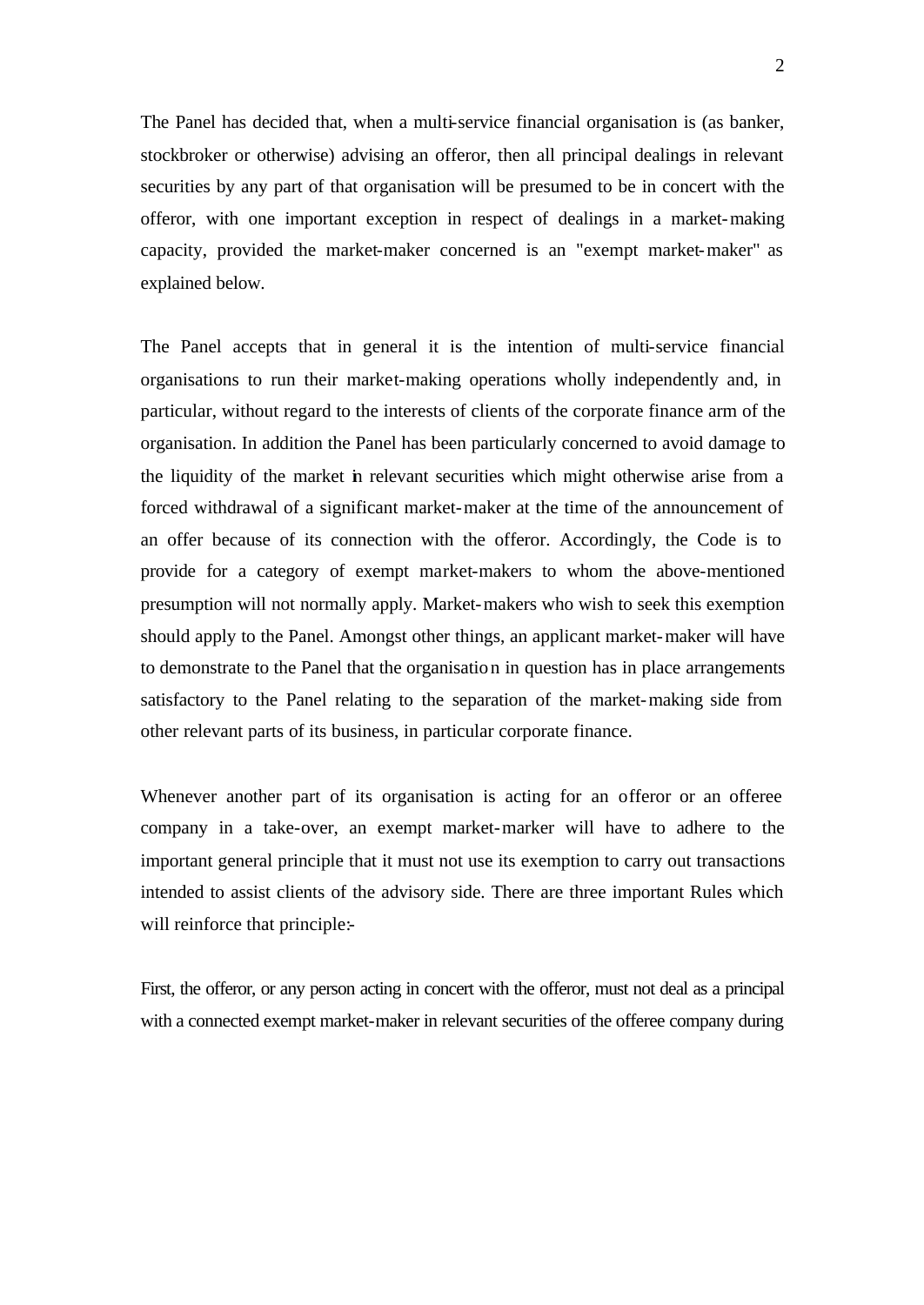The Panel has decided that, when a multi-service financial organisation is (as banker, stockbroker or otherwise) advising an offeror, then all principal dealings in relevant securities by any part of that organisation will be presumed to be in concert with the offeror, with one important exception in respect of dealings in a market-making capacity, provided the market-maker concerned is an "exempt market-maker" as explained below.

The Panel accepts that in general it is the intention of multi-service financial organisations to run their market-making operations wholly independently and, in particular, without regard to the interests of clients of the corporate finance arm of the organisation. In addition the Panel has been particularly concerned to avoid damage to the liquidity of the market in relevant securities which might otherwise arise from a forced withdrawal of a significant market-maker at the time of the announcement of an offer because of its connection with the offeror. Accordingly, the Code is to provide for a category of exempt market-makers to whom the above-mentioned presumption will not normally apply. Market-makers who wish to seek this exemption should apply to the Panel. Amongst other things, an applicant market-maker will have to demonstrate to the Panel that the organisation in question has in place arrangements satisfactory to the Panel relating to the separation of the market-making side from other relevant parts of its business, in particular corporate finance.

Whenever another part of its organisation is acting for an offeror or an offeree company in a take-over, an exempt market-marker will have to adhere to the important general principle that it must not use its exemption to carry out transactions intended to assist clients of the advisory side. There are three important Rules which will reinforce that principle:-

First, the offeror, or any person acting in concert with the offeror, must not deal as a principal with a connected exempt market-maker in relevant securities of the offeree company during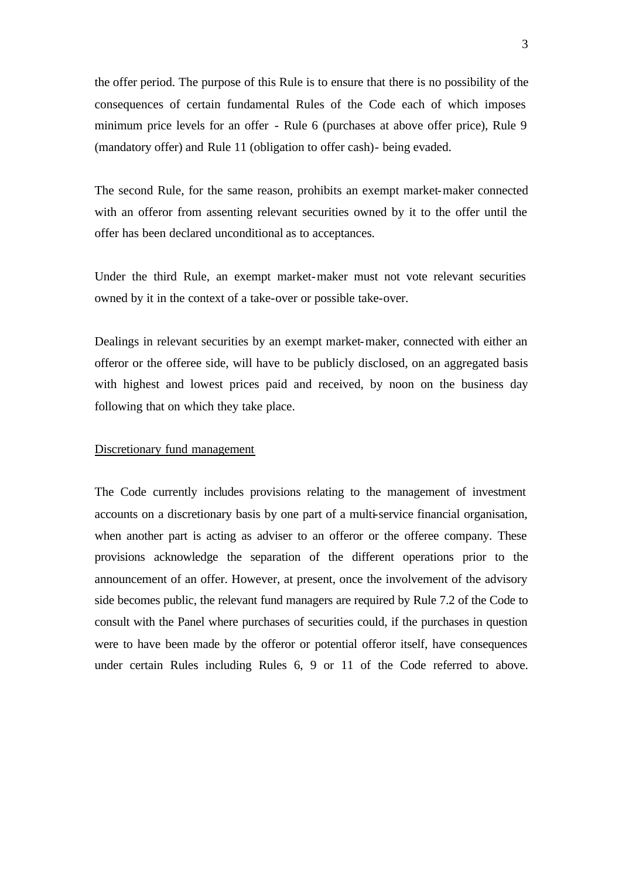the offer period. The purpose of this Rule is to ensure that there is no possibility of the consequences of certain fundamental Rules of the Code each of which imposes minimum price levels for an offer - Rule 6 (purchases at above offer price), Rule 9 (mandatory offer) and Rule 11 (obligation to offer cash)- being evaded.

The second Rule, for the same reason, prohibits an exempt market-maker connected with an offeror from assenting relevant securities owned by it to the offer until the offer has been declared unconditional as to acceptances.

Under the third Rule, an exempt market-maker must not vote relevant securities owned by it in the context of a take-over or possible take-over.

Dealings in relevant securities by an exempt market-maker, connected with either an offeror or the offeree side, will have to be publicly disclosed, on an aggregated basis with highest and lowest prices paid and received, by noon on the business day following that on which they take place.

<u>Discretionary fund management</u>

The Code currently includes provisions relating to the management of investment accounts on a discretionary basis by one part of a multi-service financial organisation, when another part is acting as adviser to an offeror or the offeree company. These provisions acknowledge the separation of the different operations prior to the announcement of an offer. However, at present, once the involvement of the advisory side becomes public, the relevant fund managers are required by Rule 7.2 of the Code to consult with the Panel where purchases of securities could, if the purchases in question were to have been made by the offeror or potential offeror itself, have consequences under certain Rules including Rules 6, 9 or 11 of the Code referred to above.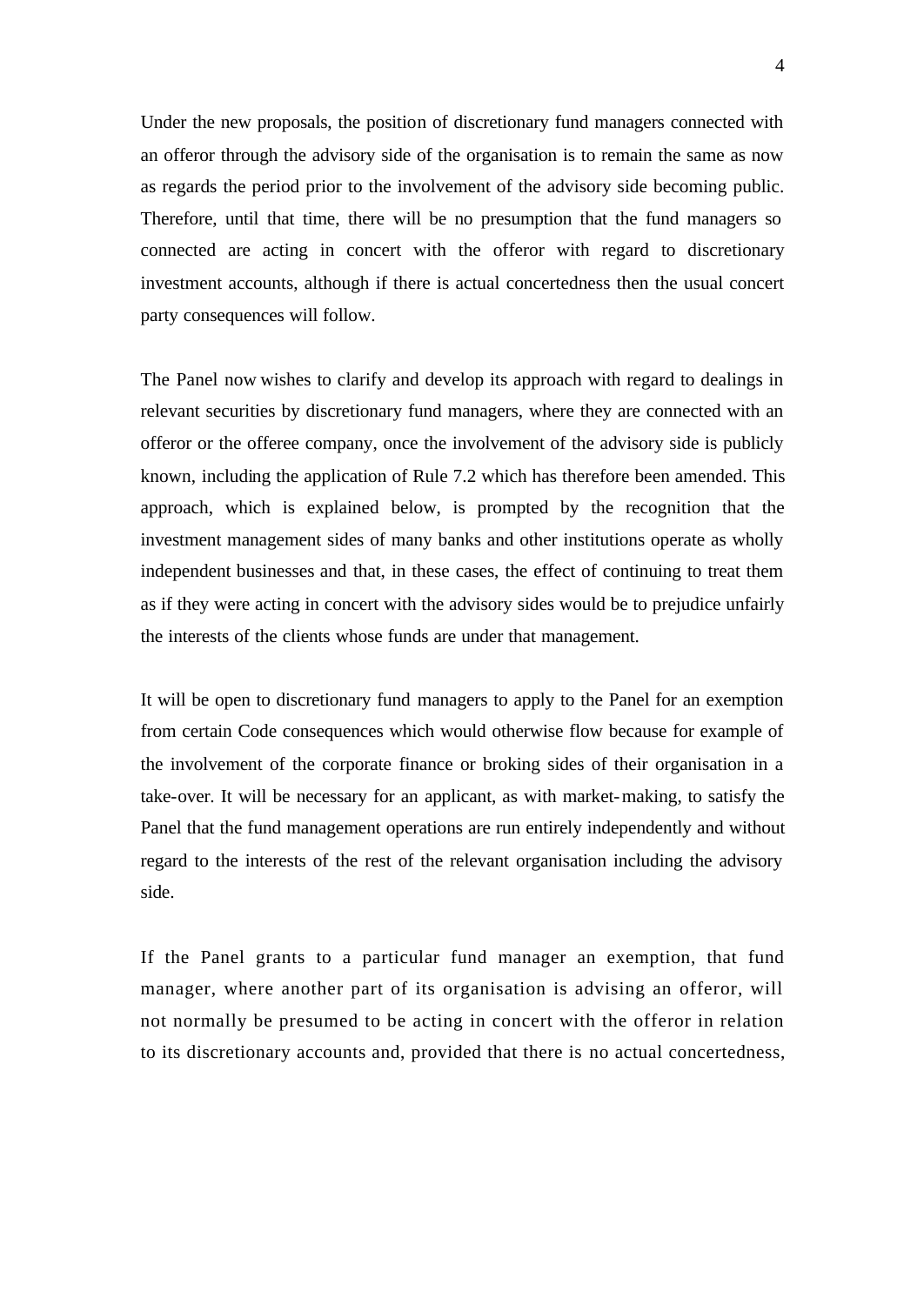Under the new proposals, the position of discretionary fund managers connected with an offeror through the advisory side of the organisation is to remain the same as now as regards the period prior to the involvement of the advisory side becoming public. Therefore, until that time, there will be no presumption that the fund managers so connected are acting in concert with the offeror with regard to discretionary investment accounts, although if there is actual concertedness then the usual concert party consequences will follow.

The Panel now wishes to clarify and develop its approach with regard to dealings in relevant securities by discretionary fund managers, where they are connected with an offeror or the offeree company, once the involvement of the advisory side is publicly known, including the application of Rule 7.2 which has therefore been amended. This approach, which is explained below, is prompted by the recognition that the investment management sides of many banks and other institutions operate as wholly independent businesses and that, in these cases, the effect of continuing to treat them as if they were acting in concert with the advisory sides would be to prejudice unfairly the interests of the clients whose funds are under that management.

It will be open to discretionary fund managers to apply to the Panel for an exemption from certain Code consequences which would otherwise flow because for example of the involvement of the corporate finance or broking sides of their organisation in a take-over. It will be necessary for an applicant, as with market-making, to satisfy the Panel that the fund management operations are run entirely independently and without regard to the interests of the rest of the relevant organisation including the advisory side.

If the Panel grants to a particular fund manager an exemption, that fund manager, where another part of its organisation is advising an offeror, will not normally be presumed to be acting in concert with the offeror in relation to its discretionary accounts and, provided that there is no actual concertedness,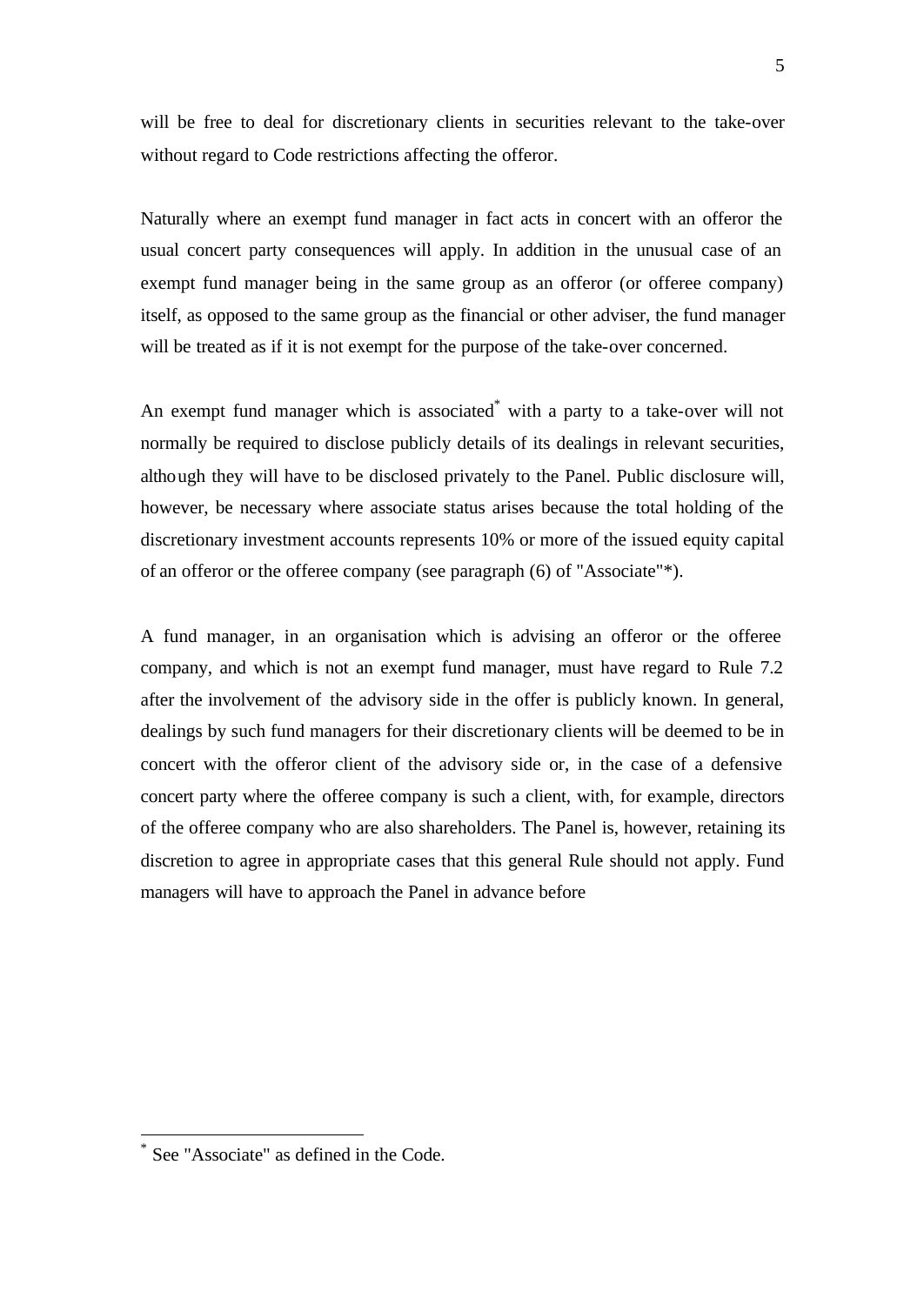will be free to deal for discretionary clients in securities relevant to the take-over without regard to Code restrictions affecting the offeror.

Naturally where an exempt fund manager in fact acts in concert with an offeror the usual concert party consequences will apply. In addition in the unusual case of an exempt fund manager being in the same group as an offeror (or offeree company) itself, as opposed to the same group as the financial or other adviser, the fund manager will be treated as if it is not exempt for the purpose of the take-over concerned.

An exempt fund manager which is associated* with a party to a take-over will not normally be required to disclose publicly details of its dealings in relevant securities, although they will have to be disclosed privately to the Panel. Public disclosure will, however, be necessary where associate status arises because the total holding of the discretionary investment accounts represents 10% or more of the issued equity capital of an offeror or the offeree company (see paragraph (6) of "Associate"*).

A fund manager, in an organisation which is advising an offeror or the offeree company, and which is not an exempt fund manager, must have regard to Rule 7.2 after the involvement of the advisory side in the offer is publicly known. In general, dealings by such fund managers for their discretionary clients will be deemed to be in concert with the offeror client of the advisory side or, in the case of a defensive concert party where the offeree company is such a client, with, for example, directors of the offeree company who are also shareholders. The Panel is, however, retaining its discretion to agree in appropriate cases that this general Rule should not apply. Fund managers will have to approach the Panel in advance before

---

* See "Associate" as defined in the Code.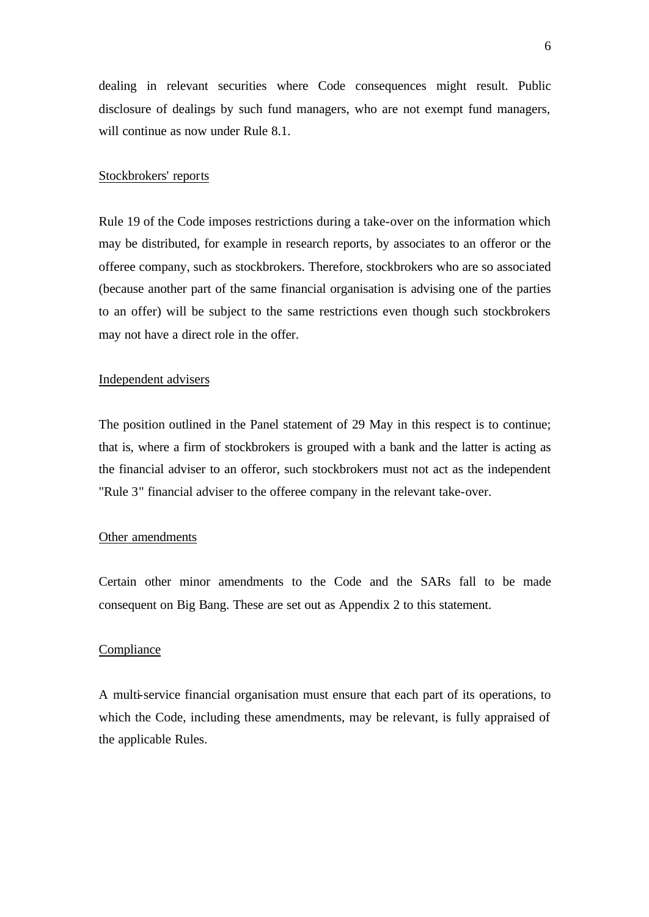dealing in relevant securities where Code consequences might result. Public disclosure of dealings by such fund managers, who are not exempt fund managers, will continue as now under Rule 8.1.

Stockbrokers' reports

Rule 19 of the Code imposes restrictions during a take-over on the information which may be distributed, for example in research reports, by associates to an offeror or the offeree company, such as stockbrokers. Therefore, stockbrokers who are so associated (because another part of the same financial organisation is advising one of the parties to an offer) will be subject to the same restrictions even though such stockbrokers may not have a direct role in the offer.

Independent advisers

The position outlined in the Panel statement of 29 May in this respect is to continue; that is, where a firm of stockbrokers is grouped with a bank and the latter is acting as the financial adviser to an offeror, such stockbrokers must not act as the independent "Rule 3" financial adviser to the offeree company in the relevant take-over.

Other amendments

Certain other minor amendments to the Code and the SARs fall to be made consequent on Big Bang. These are set out as Appendix 2 to this statement.

Compliance

A multi-service financial organisation must ensure that each part of its operations, to which the Code, including these amendments, may be relevant, is fully appraised of the applicable Rules.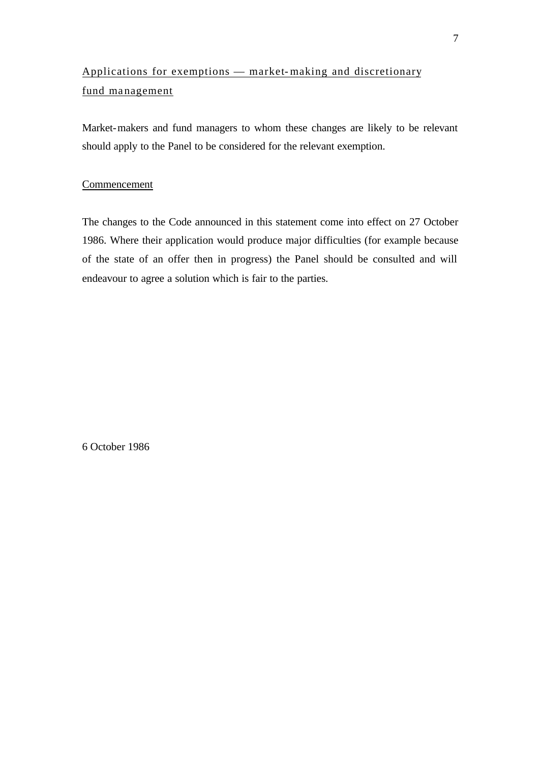## Applications for exemptions — market-making and discretionary fund management

Market-makers and fund managers to whom these changes are likely to be relevant should apply to the Panel to be considered for the relevant exemption.

## Commencement

The changes to the Code announced in this statement come into effect on 27 October 1986. Where their application would produce major difficulties (for example because of the state of an offer then in progress) the Panel should be consulted and will endeavour to agree a solution which is fair to the parties.

6 October 1986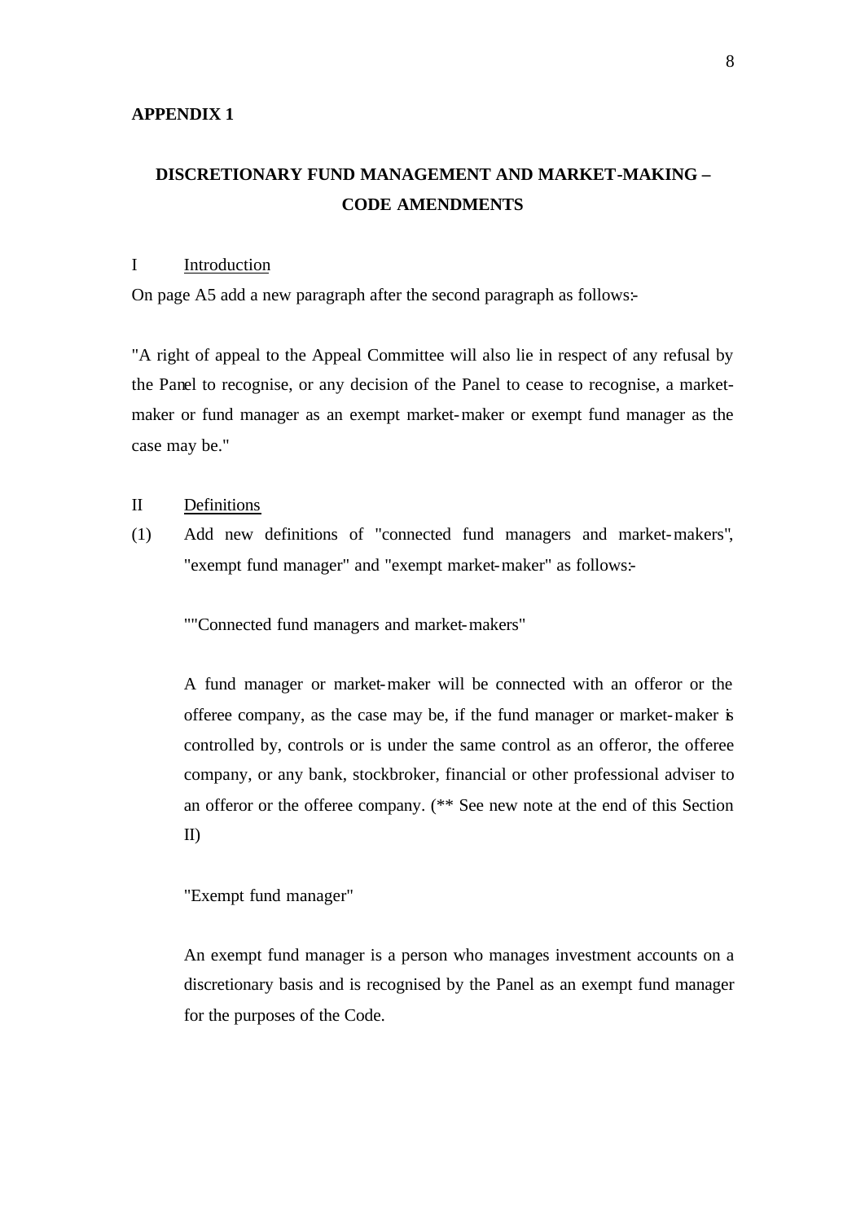**APPENDIX 1**

## DISCRETIONARY FUND MANAGEMENT AND MARKET-MAKING – CODE AMENDMENTS

I Introduction

On page A5 add a new paragraph after the second paragraph as follows:-

"A right of appeal to the Appeal Committee will also lie in respect of any refusal by the Panel to recognise, or any decision of the Panel to cease to recognise, a market-maker or fund manager as an exempt market-maker or exempt fund manager as the case may be."

II Definitions

(1) Add new definitions of "connected fund managers and market-makers", "exempt fund manager" and "exempt market-maker" as follows:-

""Connected fund managers and market-makers"

A fund manager or market-maker will be connected with an offeror or the offeree company, as the case may be, if the fund manager or market-maker is controlled by, controls or is under the same control as an offeror, the offeree company, or any bank, stockbroker, financial or other professional adviser to an offeror or the offeree company. (** See new note at the end of this Section II)

"Exempt fund manager"

An exempt fund manager is a person who manages investment accounts on a discretionary basis and is recognised by the Panel as an exempt fund manager for the purposes of the Code.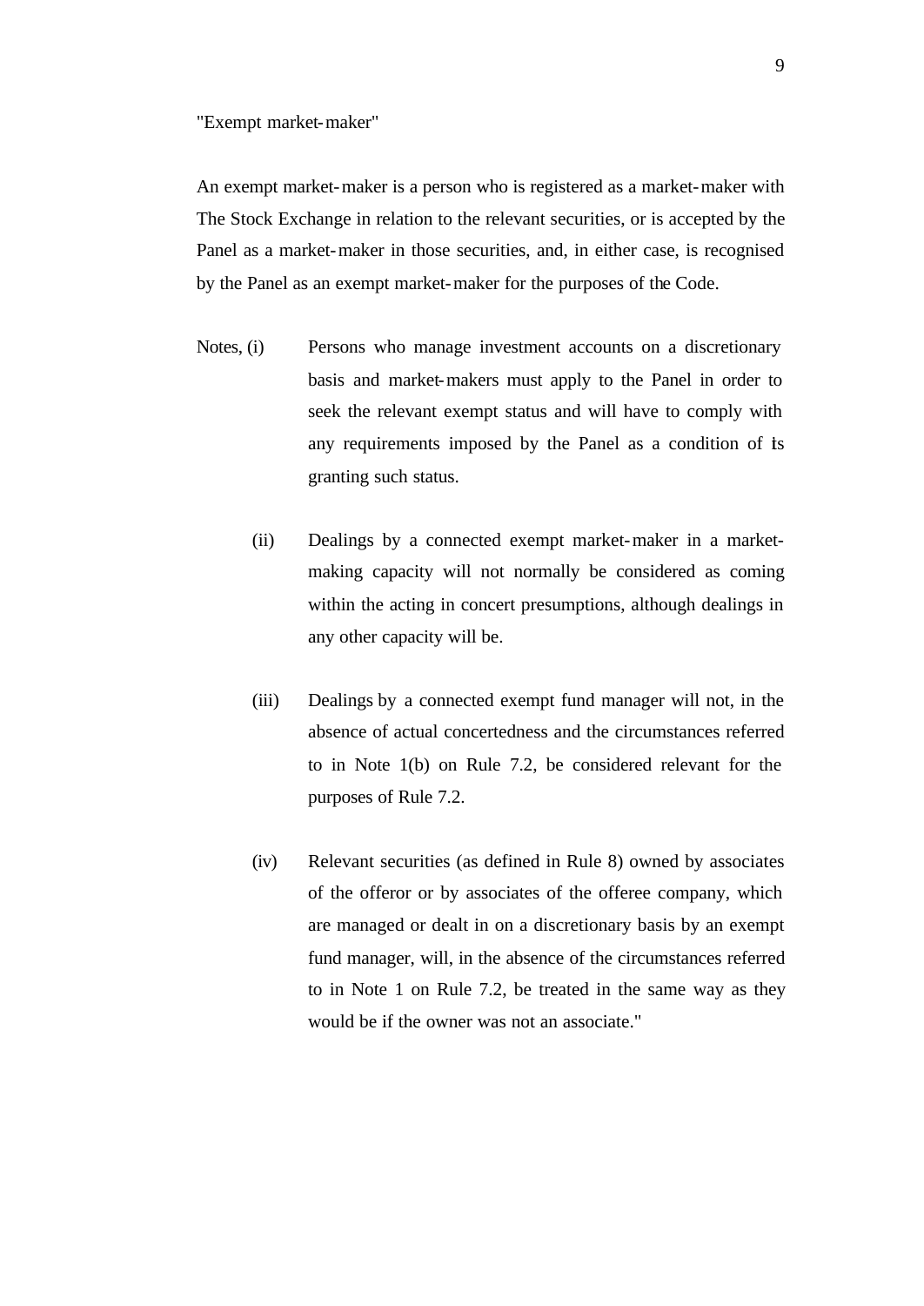"Exempt market-maker"

An exempt market-maker is a person who is registered as a market-maker with The Stock Exchange in relation to the relevant securities, or is accepted by the Panel as a market-maker in those securities, and, in either case, is recognised by the Panel as an exempt market-maker for the purposes of the Code.

Notes, (i) Persons who manage investment accounts on a discretionary basis and market-makers must apply to the Panel in order to seek the relevant exempt status and will have to comply with any requirements imposed by the Panel as a condition of its granting such status.

(ii) Dealings by a connected exempt market-maker in a market-making capacity will not normally be considered as coming within the acting in concert presumptions, although dealings in any other capacity will be.

(iii) Dealings by a connected exempt fund manager will not, in the absence of actual concertedness and the circumstances referred to in Note 1(b) on Rule 7.2, be considered relevant for the purposes of Rule 7.2.

(iv) Relevant securities (as defined in Rule 8) owned by associates of the offeror or by associates of the offeree company, which are managed or dealt in on a discretionary basis by an exempt fund manager, will, in the absence of the circumstances referred to in Note 1 on Rule 7.2, be treated in the same way as they would be if the owner was not an associate."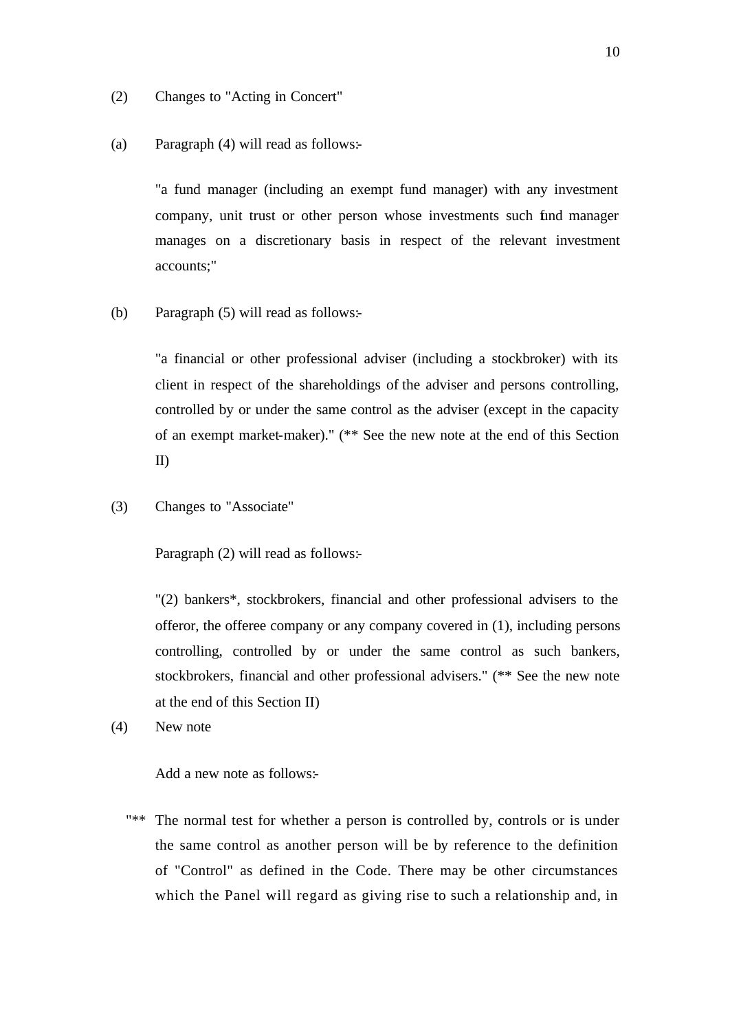(2) Changes to "Acting in Concert"

(a) Paragraph (4) will read as follows:-

> "a fund manager (including an exempt fund manager) with any investment company, unit trust or other person whose investments such fund manager manages on a discretionary basis in respect of the relevant investment accounts;"

(b) Paragraph (5) will read as follows:-

> "a financial or other professional adviser (including a stockbroker) with its client in respect of the shareholdings of the adviser and persons controlling, controlled by or under the same control as the adviser (except in the capacity of an exempt market-maker)." (** See the new note at the end of this Section II)

(3) Changes to "Associate"

Paragraph (2) will read as follows:-

> "(2) bankers*, stockbrokers, financial and other professional advisers to the offeror, the offeree company or any company covered in (1), including persons controlling, controlled by or under the same control as such bankers, stockbrokers, financial and other professional advisers." (** See the new note at the end of this Section II)

(4) New note

Add a new note as follows:-

"** The normal test for whether a person is controlled by, controls or is under the same control as another person will be by reference to the definition of "Control" as defined in the Code. There may be other circumstances which the Panel will regard as giving rise to such a relationship and, in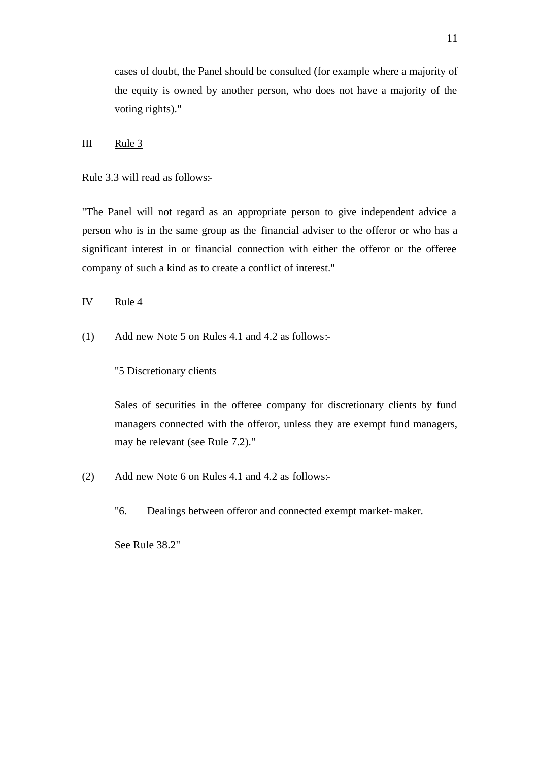cases of doubt, the Panel should be consulted (for example where a majority of the equity is owned by another person, who does not have a majority of the voting rights)."

III Rule 3

Rule 3.3 will read as follows:-

"The Panel will not regard as an appropriate person to give independent advice a person who is in the same group as the financial adviser to the offeror or who has a significant interest in or financial connection with either the offeror or the offeree company of such a kind as to create a conflict of interest."

IV Rule 4

(1) Add new Note 5 on Rules 4.1 and 4.2 as follows:-

"5 Discretionary clients

Sales of securities in the offeree company for discretionary clients by fund managers connected with the offeror, unless they are exempt fund managers, may be relevant (see Rule 7.2)."

(2) Add new Note 6 on Rules 4.1 and 4.2 as follows:-

"6. Dealings between offeror and connected exempt market-maker.

See Rule 38.2"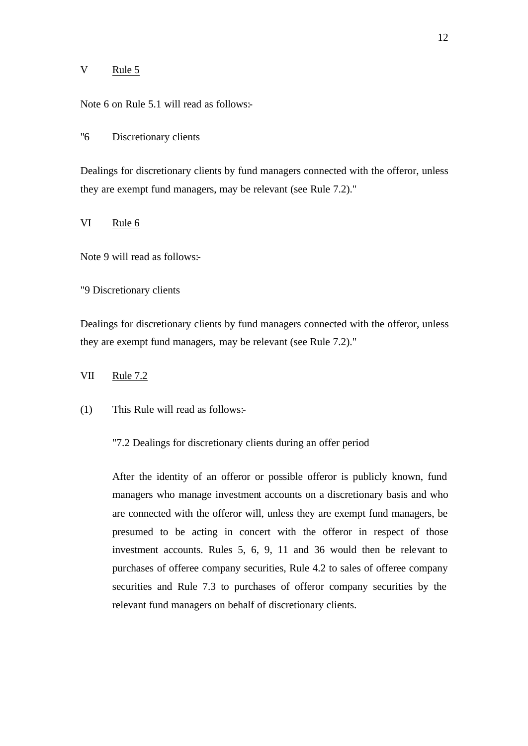V Rule 5

Note 6 on Rule 5.1 will read as follows:-

"6 Discretionary clients

Dealings for discretionary clients by fund managers connected with the offeror, unless they are exempt fund managers, may be relevant (see Rule 7.2)."

VI Rule 6

Note 9 will read as follows:-

"9 Discretionary clients

Dealings for discretionary clients by fund managers connected with the offeror, unless they are exempt fund managers, may be relevant (see Rule 7.2)."

VII Rule 7.2

(1) This Rule will read as follows:-

> "7.2 Dealings for discretionary clients during an offer period
>
> After the identity of an offeror or possible offeror is publicly known, fund managers who manage investment accounts on a discretionary basis and who are connected with the offeror will, unless they are exempt fund managers, be presumed to be acting in concert with the offeror in respect of those investment accounts. Rules 5, 6, 9, 11 and 36 would then be relevant to purchases of offeree company securities, Rule 4.2 to sales of offeree company securities and Rule 7.3 to purchases of offeror company securities by the relevant fund managers on behalf of discretionary clients.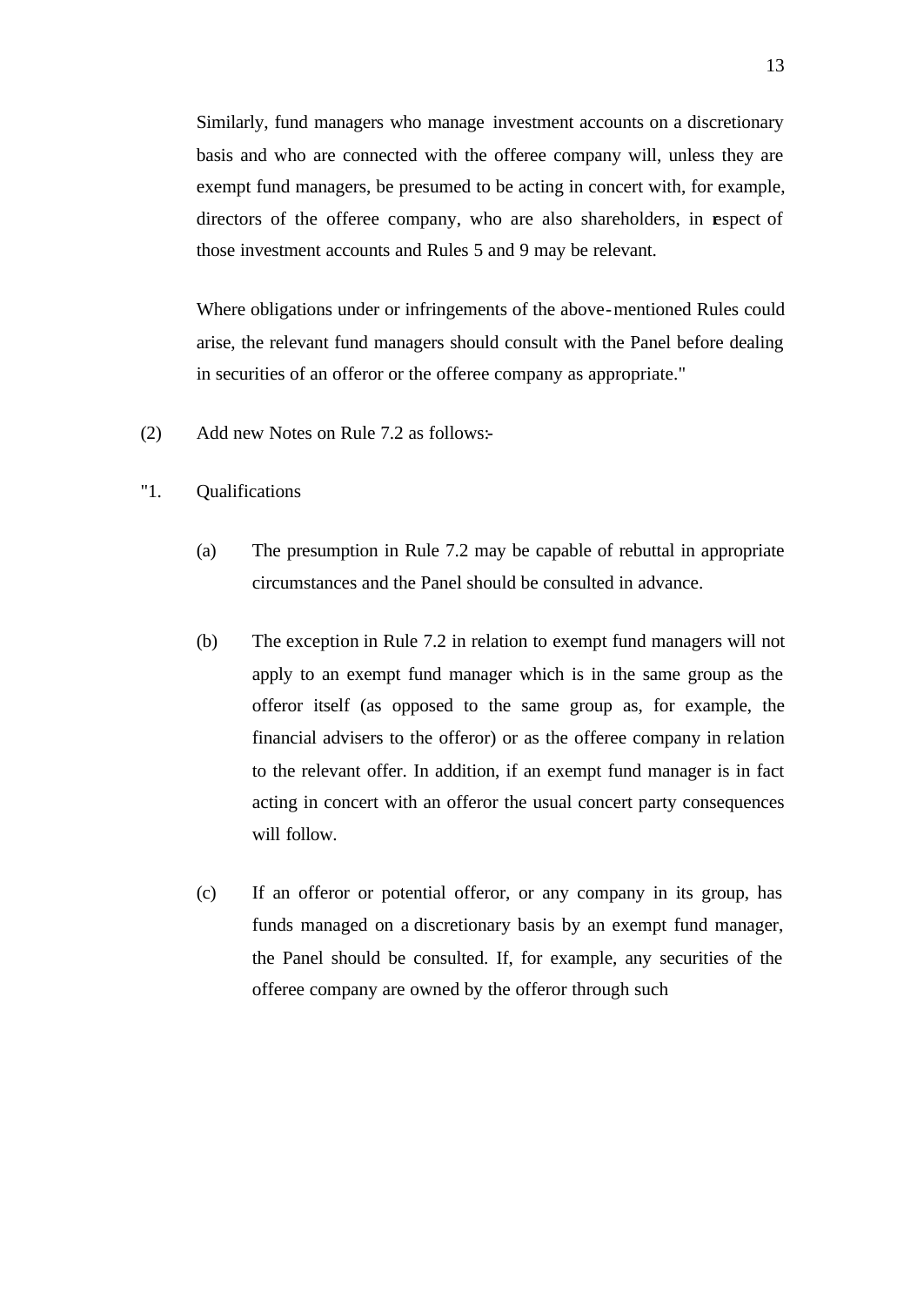Similarly, fund managers who manage investment accounts on a discretionary basis and who are connected with the offeree company will, unless they are exempt fund managers, be presumed to be acting in concert with, for example, directors of the offeree company, who are also shareholders, in respect of those investment accounts and Rules 5 and 9 may be relevant.

Where obligations under or infringements of the above-mentioned Rules could arise, the relevant fund managers should consult with the Panel before dealing in securities of an offeror or the offeree company as appropriate."

(2) Add new Notes on Rule 7.2 as follows:-

"1. Qualifications

(a) The presumption in Rule 7.2 may be capable of rebuttal in appropriate circumstances and the Panel should be consulted in advance.

(b) The exception in Rule 7.2 in relation to exempt fund managers will not apply to an exempt fund manager which is in the same group as the offeror itself (as opposed to the same group as, for example, the financial advisers to the offeror) or as the offeree company in relation to the relevant offer. In addition, if an exempt fund manager is in fact acting in concert with an offeror the usual concert party consequences will follow.

(c) If an offeror or potential offeror, or any company in its group, has funds managed on a discretionary basis by an exempt fund manager, the Panel should be consulted. If, for example, any securities of the offeree company are owned by the offeror through such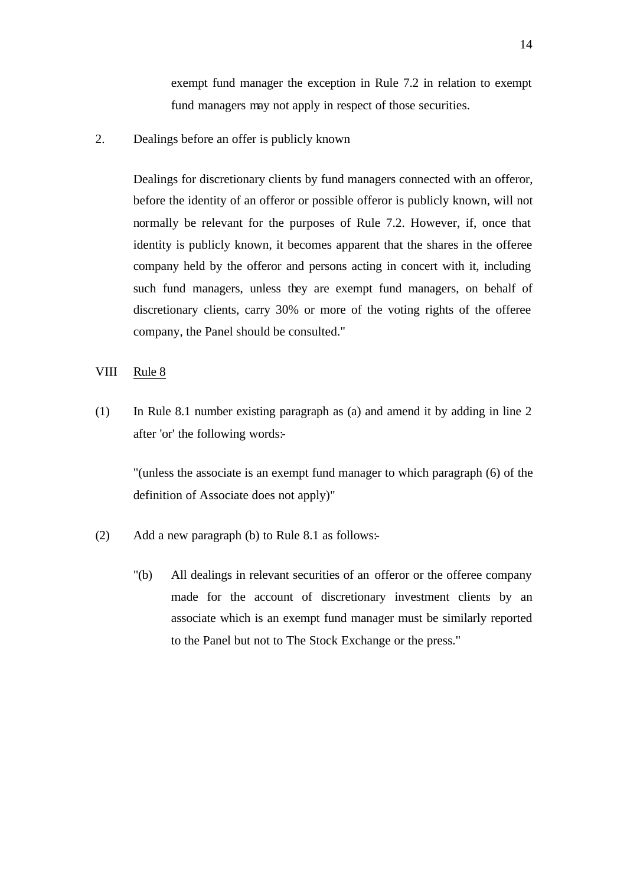exempt fund manager the exception in Rule 7.2 in relation to exempt fund managers may not apply in respect of those securities.

2. Dealings before an offer is publicly known

Dealings for discretionary clients by fund managers connected with an offeror, before the identity of an offeror or possible offeror is publicly known, will not normally be relevant for the purposes of Rule 7.2. However, if, once that identity is publicly known, it becomes apparent that the shares in the offeree company held by the offeror and persons acting in concert with it, including such fund managers, unless they are exempt fund managers, on behalf of discretionary clients, carry 30% or more of the voting rights of the offeree company, the Panel should be consulted."

VIII <u>Rule 8</u>

(1) In Rule 8.1 number existing paragraph as (a) and amend it by adding in line 2 after 'or' the following words:-

"(unless the associate is an exempt fund manager to which paragraph (6) of the definition of Associate does not apply)"

(2) Add a new paragraph (b) to Rule 8.1 as follows:-

"(b) All dealings in relevant securities of an offeror or the offeree company made for the account of discretionary investment clients by an associate which is an exempt fund manager must be similarly reported to the Panel but not to The Stock Exchange or the press."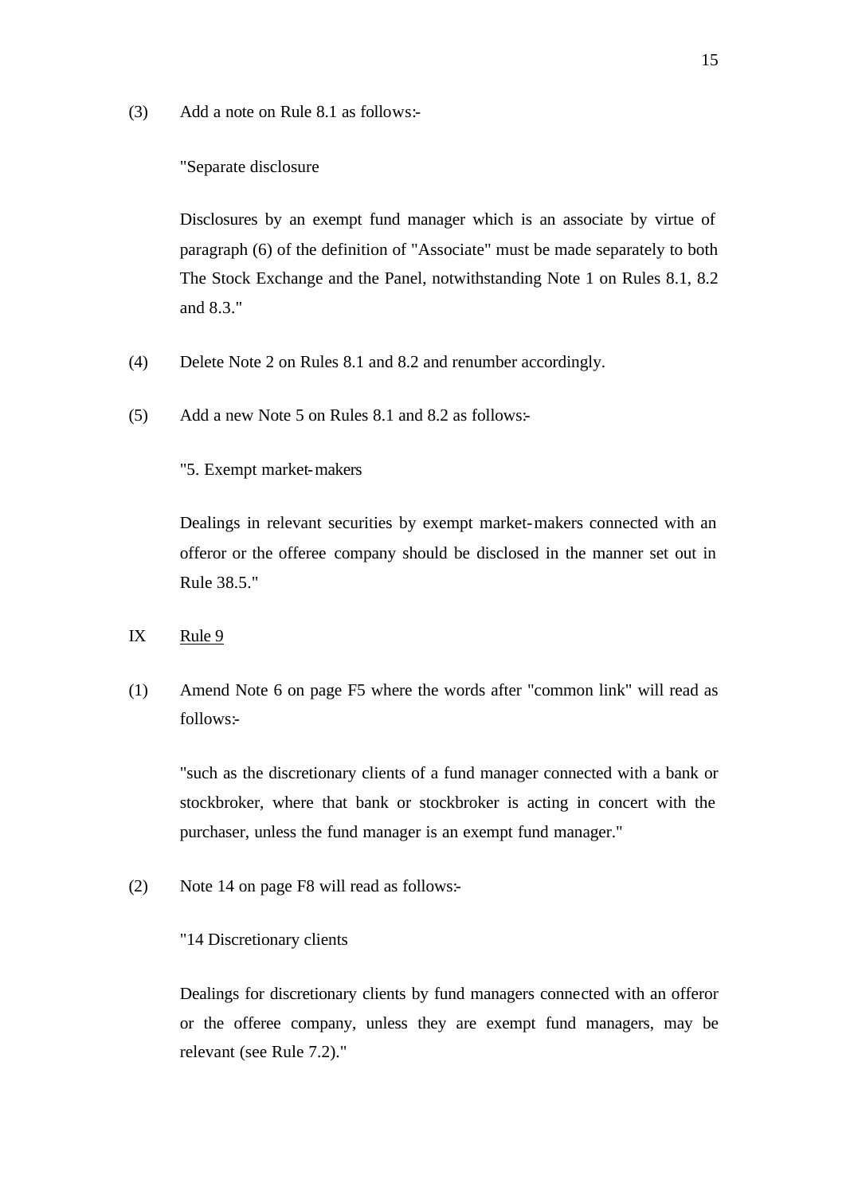(3) Add a note on Rule 8.1 as follows:-

"Separate disclosure

Disclosures by an exempt fund manager which is an associate by virtue of paragraph (6) of the definition of "Associate" must be made separately to both The Stock Exchange and the Panel, notwithstanding Note 1 on Rules 8.1, 8.2 and 8.3."

(4) Delete Note 2 on Rules 8.1 and 8.2 and renumber accordingly.

(5) Add a new Note 5 on Rules 8.1 and 8.2 as follows:-

"5. Exempt market-makers

Dealings in relevant securities by exempt market-makers connected with an offeror or the offeree company should be disclosed in the manner set out in Rule 38.5."

IX <u>Rule 9</u>

(1) Amend Note 6 on page F5 where the words after "common link" will read as follows:-

"such as the discretionary clients of a fund manager connected with a bank or stockbroker, where that bank or stockbroker is acting in concert with the purchaser, unless the fund manager is an exempt fund manager."

(2) Note 14 on page F8 will read as follows:-

"14 Discretionary clients

Dealings for discretionary clients by fund managers connected with an offeror or the offeree company, unless they are exempt fund managers, may be relevant (see Rule 7.2)."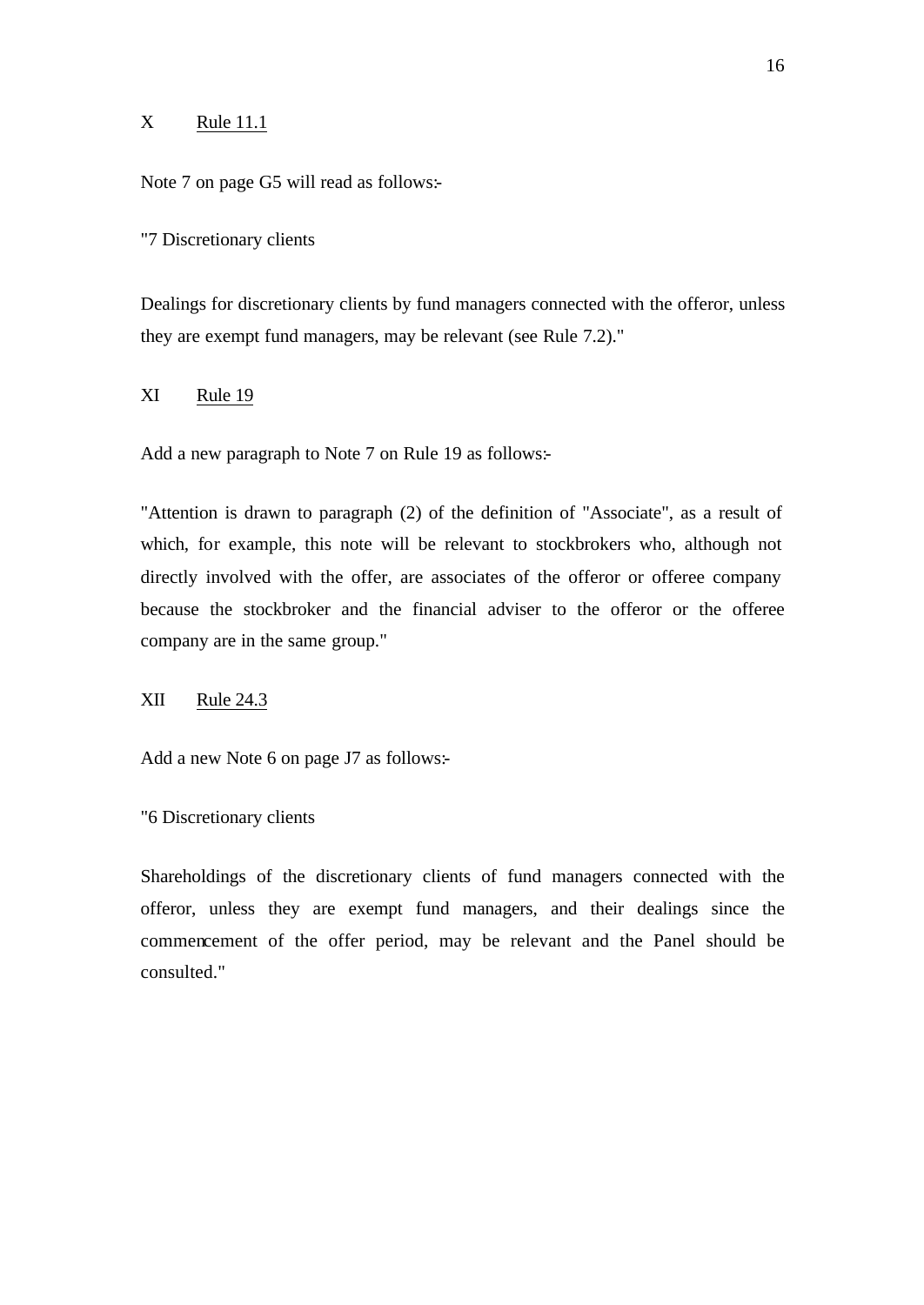## X Rule 11.1

Note 7 on page G5 will read as follows:-

"7 Discretionary clients

Dealings for discretionary clients by fund managers connected with the offeror, unless they are exempt fund managers, may be relevant (see Rule 7.2)."

## XI Rule 19

Add a new paragraph to Note 7 on Rule 19 as follows:-

"Attention is drawn to paragraph (2) of the definition of "Associate", as a result of which, for example, this note will be relevant to stockbrokers who, although not directly involved with the offer, are associates of the offeror or offeree company because the stockbroker and the financial adviser to the offeror or the offeree company are in the same group."

## XII Rule 24.3

Add a new Note 6 on page J7 as follows:-

"6 Discretionary clients

Shareholdings of the discretionary clients of fund managers connected with the offeror, unless they are exempt fund managers, and their dealings since the commencement of the offer period, may be relevant and the Panel should be consulted."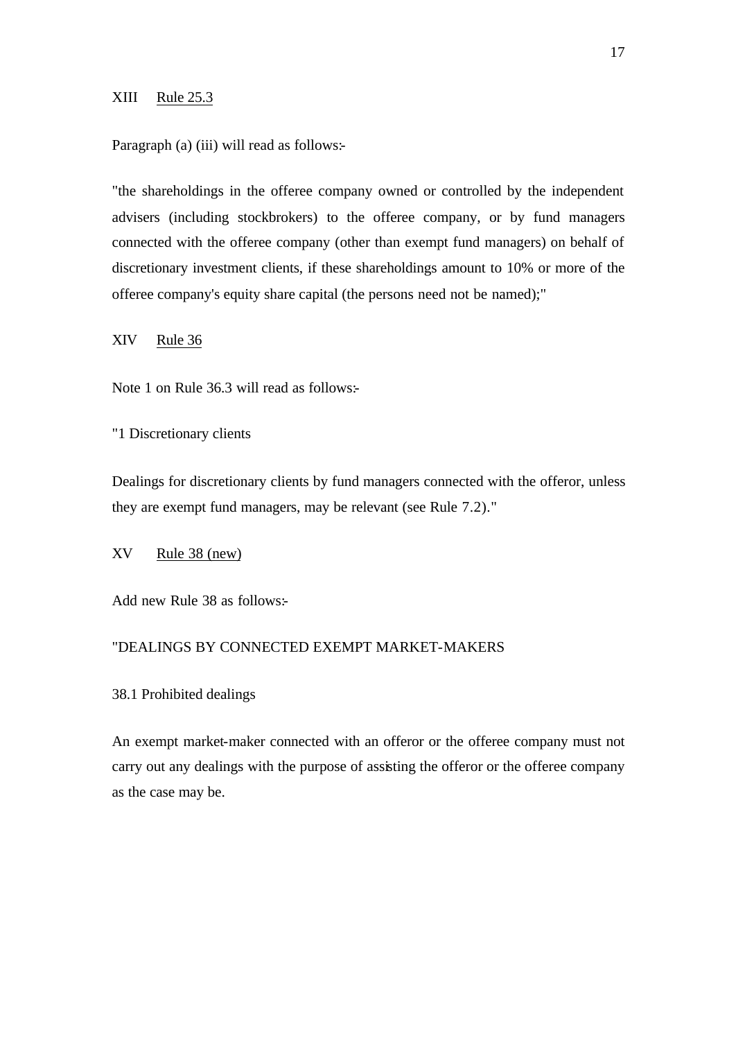## XIII Rule 25.3

Paragraph (a) (iii) will read as follows:-

"the shareholdings in the offeree company owned or controlled by the independent advisers (including stockbrokers) to the offeree company, or by fund managers connected with the offeree company (other than exempt fund managers) on behalf of discretionary investment clients, if these shareholdings amount to 10% or more of the offeree company's equity share capital (the persons need not be named);"

## XIV Rule 36

Note 1 on Rule 36.3 will read as follows:-

"1 Discretionary clients

Dealings for discretionary clients by fund managers connected with the offeror, unless they are exempt fund managers, may be relevant (see Rule 7.2)."

## XV Rule 38 (new)

Add new Rule 38 as follows:-

"DEALINGS BY CONNECTED EXEMPT MARKET-MAKERS

38.1 Prohibited dealings

An exempt market-maker connected with an offeror or the offeree company must not carry out any dealings with the purpose of assisting the offeror or the offeree company as the case may be.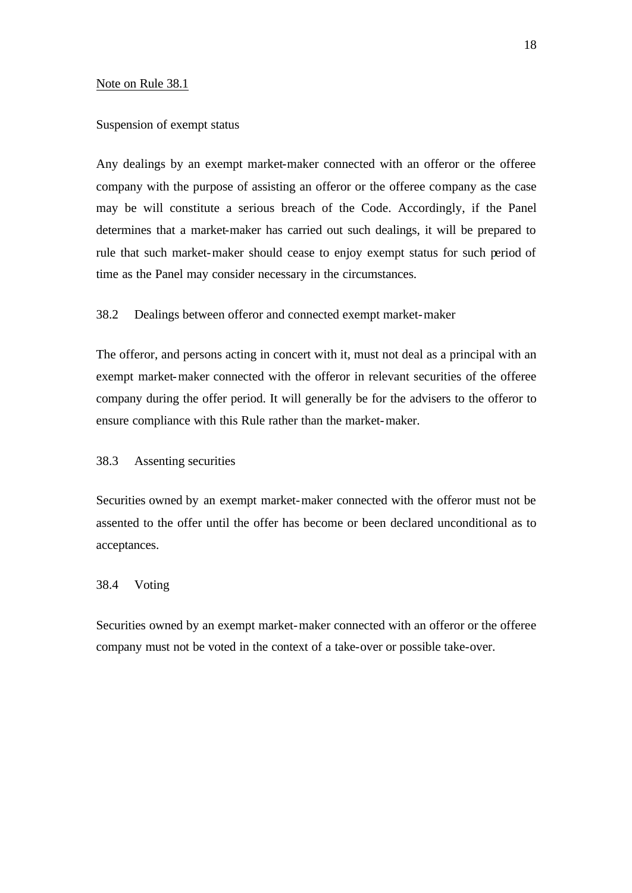Note on Rule 38.1

Suspension of exempt status

Any dealings by an exempt market-maker connected with an offeror or the offeree company with the purpose of assisting an offeror or the offeree company as the case may be will constitute a serious breach of the Code. Accordingly, if the Panel determines that a market-maker has carried out such dealings, it will be prepared to rule that such market-maker should cease to enjoy exempt status for such period of time as the Panel may consider necessary in the circumstances.

38.2 Dealings between offeror and connected exempt market-maker

The offeror, and persons acting in concert with it, must not deal as a principal with an exempt market-maker connected with the offeror in relevant securities of the offeree company during the offer period. It will generally be for the advisers to the offeror to ensure compliance with this Rule rather than the market-maker.

38.3 Assenting securities

Securities owned by an exempt market-maker connected with the offeror must not be assented to the offer until the offer has become or been declared unconditional as to acceptances.

38.4 Voting

Securities owned by an exempt market-maker connected with an offeror or the offeree company must not be voted in the context of a take-over or possible take-over.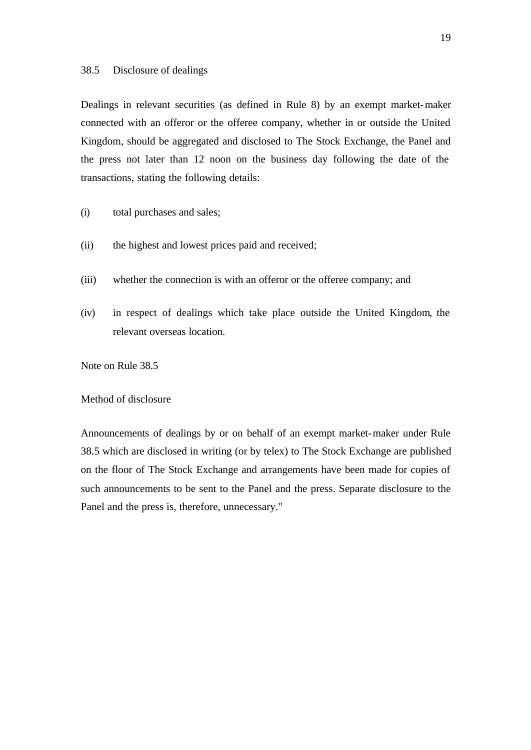38.5 Disclosure of dealings

Dealings in relevant securities (as defined in Rule 8) by an exempt market-maker connected with an offeror or the offeree company, whether in or outside the United Kingdom, should be aggregated and disclosed to The Stock Exchange, the Panel and the press not later than 12 noon on the business day following the date of the transactions, stating the following details:

(i) total purchases and sales;

(ii) the highest and lowest prices paid and received;

(iii) whether the connection is with an offeror or the offeree company; and

(iv) in respect of dealings which take place outside the United Kingdom, the relevant overseas location.

Note on Rule 38.5

Method of disclosure

Announcements of dealings by or on behalf of an exempt market-maker under Rule 38.5 which are disclosed in writing (or by telex) to The Stock Exchange are published on the floor of The Stock Exchange and arrangements have been made for copies of such announcements to be sent to the Panel and the press. Separate disclosure to the Panel and the press is, therefore, unnecessary."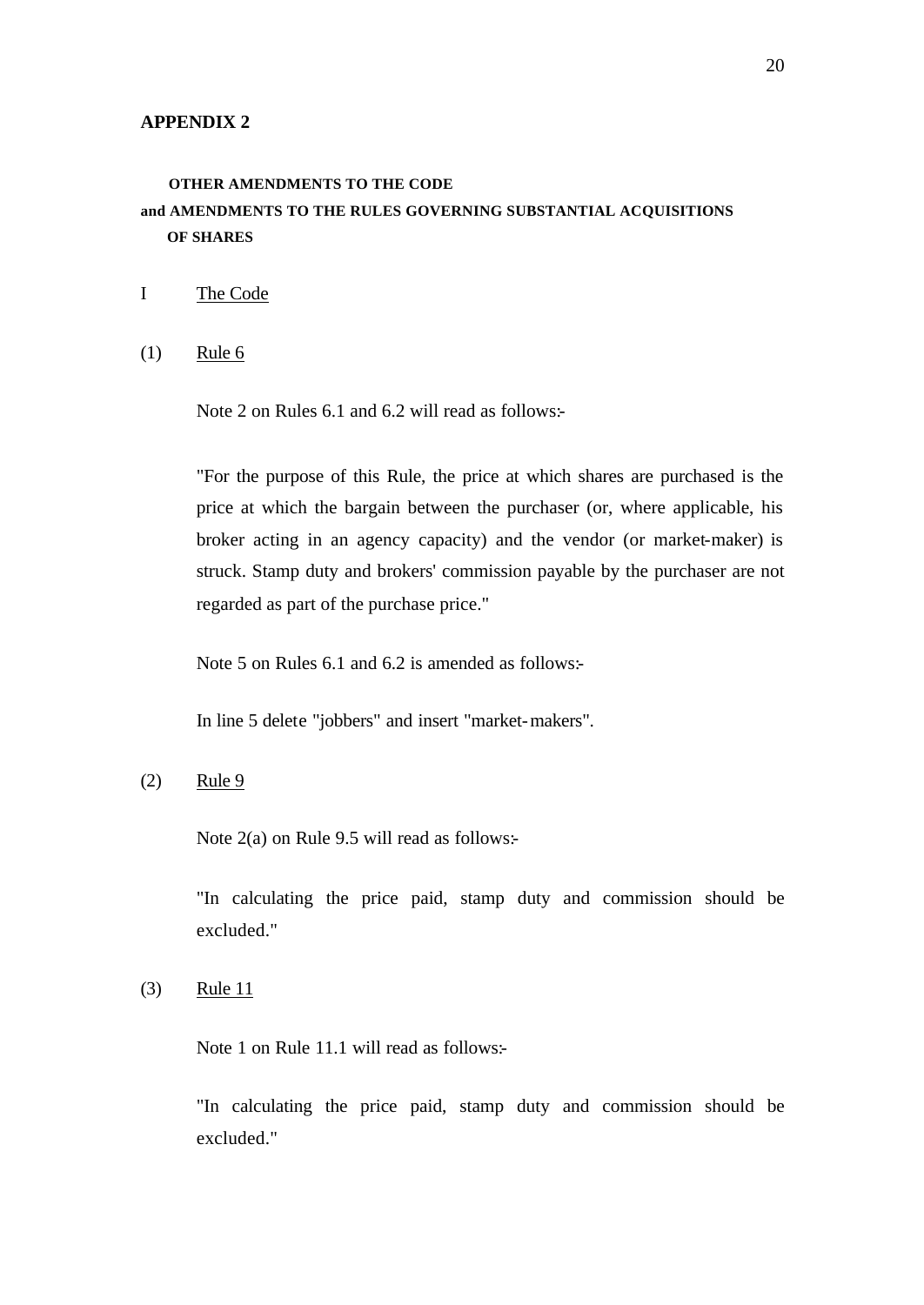## APPENDIX 2

**OTHER AMENDMENTS TO THE CODE**
**and AMENDMENTS TO THE RULES GOVERNING SUBSTANTIAL ACQUISITIONS OF SHARES**

I &nbsp;&nbsp;&nbsp;&nbsp;&nbsp;&nbsp;&nbsp;&nbsp;<u>The Code</u>

(1) &nbsp;&nbsp;&nbsp;&nbsp;<u>Rule 6</u>

Note 2 on Rules 6.1 and 6.2 will read as follows:-

"For the purpose of this Rule, the price at which shares are purchased is the price at which the bargain between the purchaser (or, where applicable, his broker acting in an agency capacity) and the vendor (or market-maker) is struck. Stamp duty and brokers' commission payable by the purchaser are not regarded as part of the purchase price."

Note 5 on Rules 6.1 and 6.2 is amended as follows:-

In line 5 delete "jobbers" and insert "market-makers".

(2) &nbsp;&nbsp;&nbsp;&nbsp;<u>Rule 9</u>

Note 2(a) on Rule 9.5 will read as follows:-

"In calculating the price paid, stamp duty and commission should be excluded."

(3) &nbsp;&nbsp;&nbsp;&nbsp;<u>Rule 11</u>

Note 1 on Rule 11.1 will read as follows:-

"In calculating the price paid, stamp duty and commission should be excluded."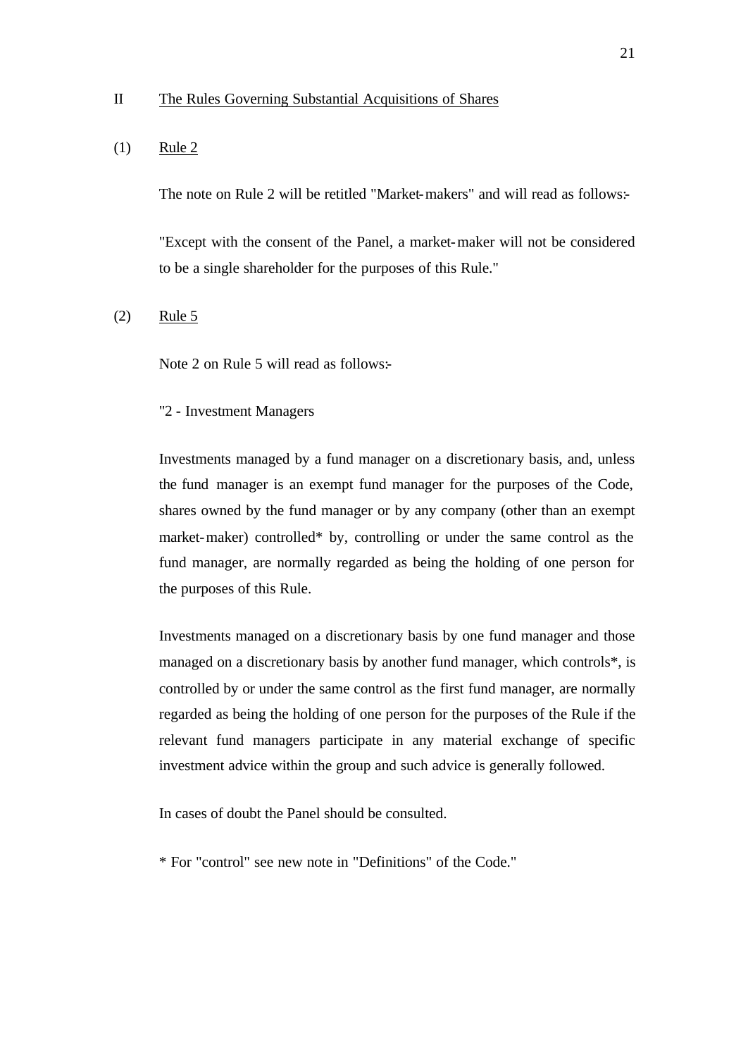II The Rules Governing Substantial Acquisitions of Shares

(1) Rule 2

The note on Rule 2 will be retitled "Market-makers" and will read as follows:-

"Except with the consent of the Panel, a market-maker will not be considered to be a single shareholder for the purposes of this Rule."

(2) Rule 5

Note 2 on Rule 5 will read as follows:-

"2 - Investment Managers

Investments managed by a fund manager on a discretionary basis, and, unless the fund manager is an exempt fund manager for the purposes of the Code, shares owned by the fund manager or by any company (other than an exempt market-maker) controlled* by, controlling or under the same control as the fund manager, are normally regarded as being the holding of one person for the purposes of this Rule.

Investments managed on a discretionary basis by one fund manager and those managed on a discretionary basis by another fund manager, which controls*, is controlled by or under the same control as the first fund manager, are normally regarded as being the holding of one person for the purposes of the Rule if the relevant fund managers participate in any material exchange of specific investment advice within the group and such advice is generally followed.

In cases of doubt the Panel should be consulted.

* For "control" see new note in "Definitions" of the Code."